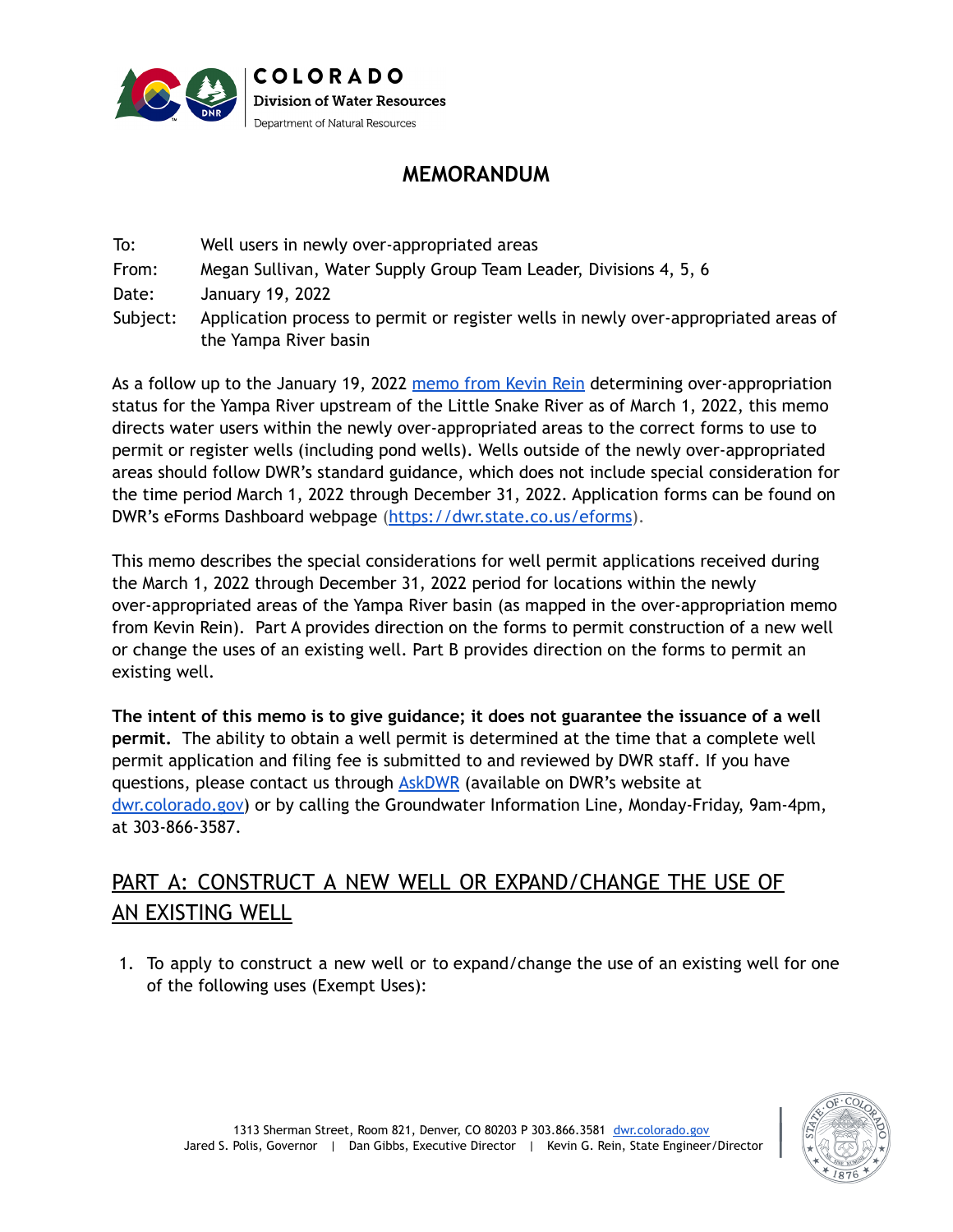COLORADO

Division of Water Resources

Department of Natural Resources

# MEMORANDUM

To: Well users in newly over-appropriated areas

From: Megan Sullivan, Water Supply Group Team Leader, Divisions 4, 5, 6

Date: January 19, 2022

Subject: Application process to permit or register wells in newly over-appropriated areas of the Yampa River basin

As a follow up to the January 19, 2022 memo from Kevin Rein determining over-appropriation status for the Yampa River upstream of the Little Snake River as of March 1, 2022, this memo directs water users within the newly over-appropriated areas to the correct forms to use to permit or register wells (including pond wells). Wells outside of the newly over-appropriated areas should follow DWR's standard guidance, which does not include special consideration for the time period March 1, 2022 through December 31, 2022. Application forms can be found on DWR's eForms Dashboard webpage (https://dwr.state.co.us/eforms).

This memo describes the special considerations for well permit applications received during the March 1, 2022 through December 31, 2022 period for locations within the newly over-appropriated areas of the Yampa River basin (as mapped in the over-appropriation memo from Kevin Rein). Part A provides direction on the forms to permit construction of a new well or change the uses of an existing well. Part B provides direction on the forms to permit an existing well.

**The intent of this memo is to give guidance; it does not guarantee the issuance of a well permit.** The ability to obtain a well permit is determined at the time that a complete well permit application and filing fee is submitted to and reviewed by DWR staff. If you have questions, please contact us through AskDWR (available on DWR's website at dwr.colorado.gov) or by calling the Groundwater Information Line, Monday-Friday, 9am-4pm, at 303-866-3587.

## PART A: CONSTRUCT A NEW WELL OR EXPAND/CHANGE THE USE OF AN EXISTING WELL

1. To apply to construct a new well or to expand/change the use of an existing well for one of the following uses (Exempt Uses):

1313 Sherman Street, Room 821, Denver, CO 80203 P 303.866.3581 dwr.colorado.gov
Jared S. Polis, Governor | Dan Gibbs, Executive Director | Kevin G. Rein, State Engineer/Director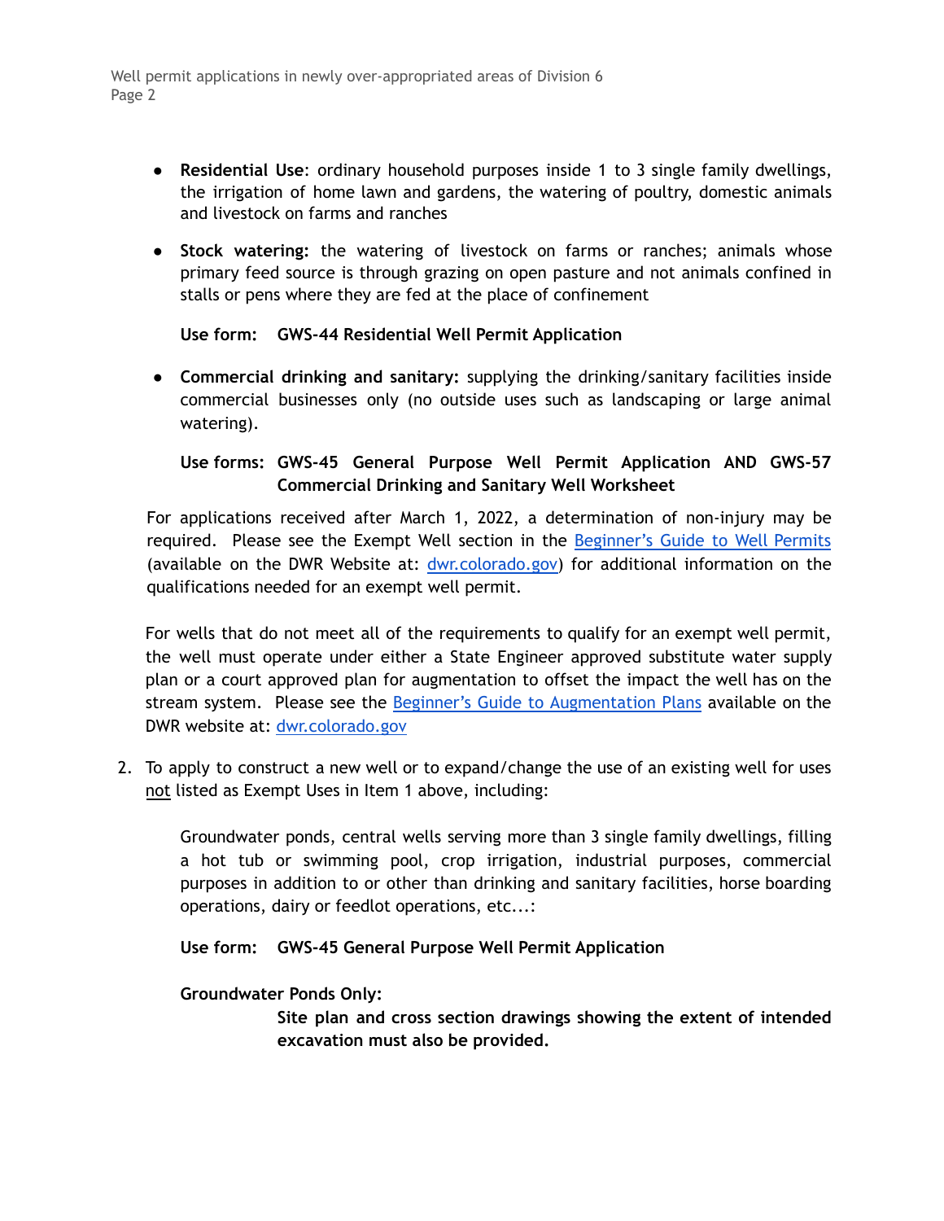- **Residential Use**: ordinary household purposes inside 1 to 3 single family dwellings, the irrigation of home lawn and gardens, the watering of poultry, domestic animals and livestock on farms and ranches
- **Stock watering:** the watering of livestock on farms or ranches; animals whose primary feed source is through grazing on open pasture and not animals confined in stalls or pens where they are fed at the place of confinement

  **Use form: GWS-44 Residential Well Permit Application**

- **Commercial drinking and sanitary:** supplying the drinking/sanitary facilities inside commercial businesses only (no outside uses such as landscaping or large animal watering).

  **Use forms: GWS-45 General Purpose Well Permit Application AND GWS-57 Commercial Drinking and Sanitary Well Worksheet**

For applications received after March 1, 2022, a determination of non-injury may be required. Please see the Exempt Well section in the [Beginner's Guide to Well Permits](dwr.colorado.gov) (available on the DWR Website at: [dwr.colorado.gov](dwr.colorado.gov)) for additional information on the qualifications needed for an exempt well permit.

For wells that do not meet all of the requirements to qualify for an exempt well permit, the well must operate under either a State Engineer approved substitute water supply plan or a court approved plan for augmentation to offset the impact the well has on the stream system. Please see the [Beginner's Guide to Augmentation Plans](dwr.colorado.gov) available on the DWR website at: [dwr.colorado.gov](dwr.colorado.gov)

2. To apply to construct a new well or to expand/change the use of an existing well for uses not listed as Exempt Uses in Item 1 above, including:

   Groundwater ponds, central wells serving more than 3 single family dwellings, filling a hot tub or swimming pool, crop irrigation, industrial purposes, commercial purposes in addition to or other than drinking and sanitary facilities, horse boarding operations, dairy or feedlot operations, etc...:

   **Use form: GWS-45 General Purpose Well Permit Application**

   **Groundwater Ponds Only:**
   **Site plan and cross section drawings showing the extent of intended excavation must also be provided.**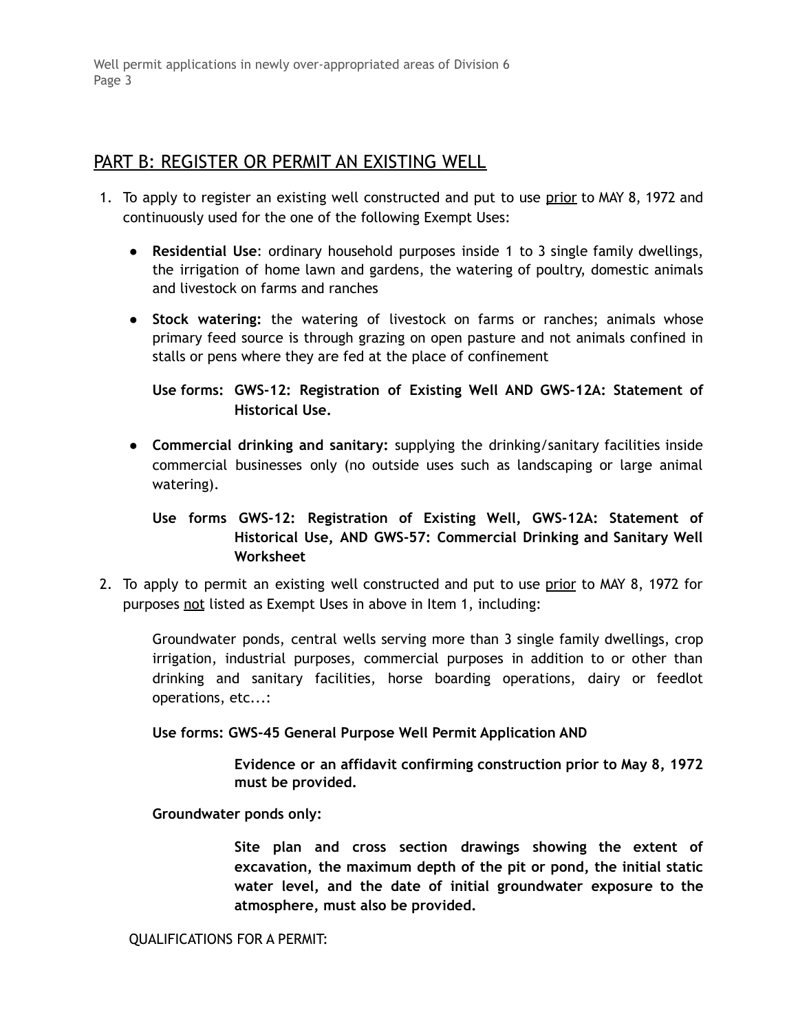## PART B: REGISTER OR PERMIT AN EXISTING WELL

1. To apply to register an existing well constructed and put to use prior to MAY 8, 1972 and continuously used for the one of the following Exempt Uses:

   - **Residential Use**: ordinary household purposes inside 1 to 3 single family dwellings, the irrigation of home lawn and gardens, the watering of poultry, domestic animals and livestock on farms and ranches

   - **Stock watering:** the watering of livestock on farms or ranches; animals whose primary feed source is through grazing on open pasture and not animals confined in stalls or pens where they are fed at the place of confinement

     **Use forms: GWS-12: Registration of Existing Well AND GWS-12A: Statement of Historical Use.**

   - **Commercial drinking and sanitary:** supplying the drinking/sanitary facilities inside commercial businesses only (no outside uses such as landscaping or large animal watering).

     **Use forms GWS-12: Registration of Existing Well, GWS-12A: Statement of Historical Use, AND GWS-57: Commercial Drinking and Sanitary Well Worksheet**

2. To apply to permit an existing well constructed and put to use prior to MAY 8, 1972 for purposes not listed as Exempt Uses in above in Item 1, including:

   Groundwater ponds, central wells serving more than 3 single family dwellings, crop irrigation, industrial purposes, commercial purposes in addition to or other than drinking and sanitary facilities, horse boarding operations, dairy or feedlot operations, etc...:

   **Use forms: GWS-45 General Purpose Well Permit Application AND**

   **Evidence or an affidavit confirming construction prior to May 8, 1972 must be provided.**

   **Groundwater ponds only:**

   **Site plan and cross section drawings showing the extent of excavation, the maximum depth of the pit or pond, the initial static water level, and the date of initial groundwater exposure to the atmosphere, must also be provided.**

   QUALIFICATIONS FOR A PERMIT: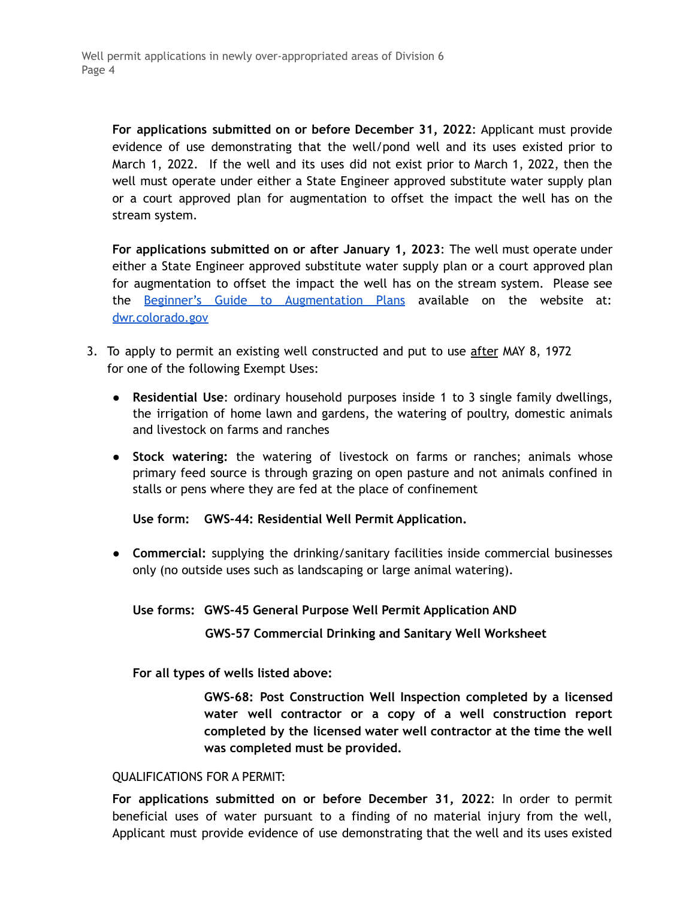**For applications submitted on or before December 31, 2022**: Applicant must provide evidence of use demonstrating that the well/pond well and its uses existed prior to March 1, 2022. If the well and its uses did not exist prior to March 1, 2022, then the well must operate under either a State Engineer approved substitute water supply plan or a court approved plan for augmentation to offset the impact the well has on the stream system.

**For applications submitted on or after January 1, 2023**: The well must operate under either a State Engineer approved substitute water supply plan or a court approved plan for augmentation to offset the impact the well has on the stream system. Please see the Beginner's Guide to Augmentation Plans available on the website at: dwr.colorado.gov

3. To apply to permit an existing well constructed and put to use after MAY 8, 1972 for one of the following Exempt Uses:

   - **Residential Use**: ordinary household purposes inside 1 to 3 single family dwellings, the irrigation of home lawn and gardens, the watering of poultry, domestic animals and livestock on farms and ranches

   - **Stock watering:** the watering of livestock on farms or ranches; animals whose primary feed source is through grazing on open pasture and not animals confined in stalls or pens where they are fed at the place of confinement

     **Use form: GWS-44: Residential Well Permit Application.**

   - **Commercial:** supplying the drinking/sanitary facilities inside commercial businesses only (no outside uses such as landscaping or large animal watering).

     **Use forms: GWS-45 General Purpose Well Permit Application AND**

     **GWS-57 Commercial Drinking and Sanitary Well Worksheet**

     **For all types of wells listed above:**

     **GWS-68: Post Construction Well Inspection completed by a licensed water well contractor or a copy of a well construction report completed by the licensed water well contractor at the time the well was completed must be provided.**

QUALIFICATIONS FOR A PERMIT:

**For applications submitted on or before December 31, 2022**: In order to permit beneficial uses of water pursuant to a finding of no material injury from the well, Applicant must provide evidence of use demonstrating that the well and its uses existed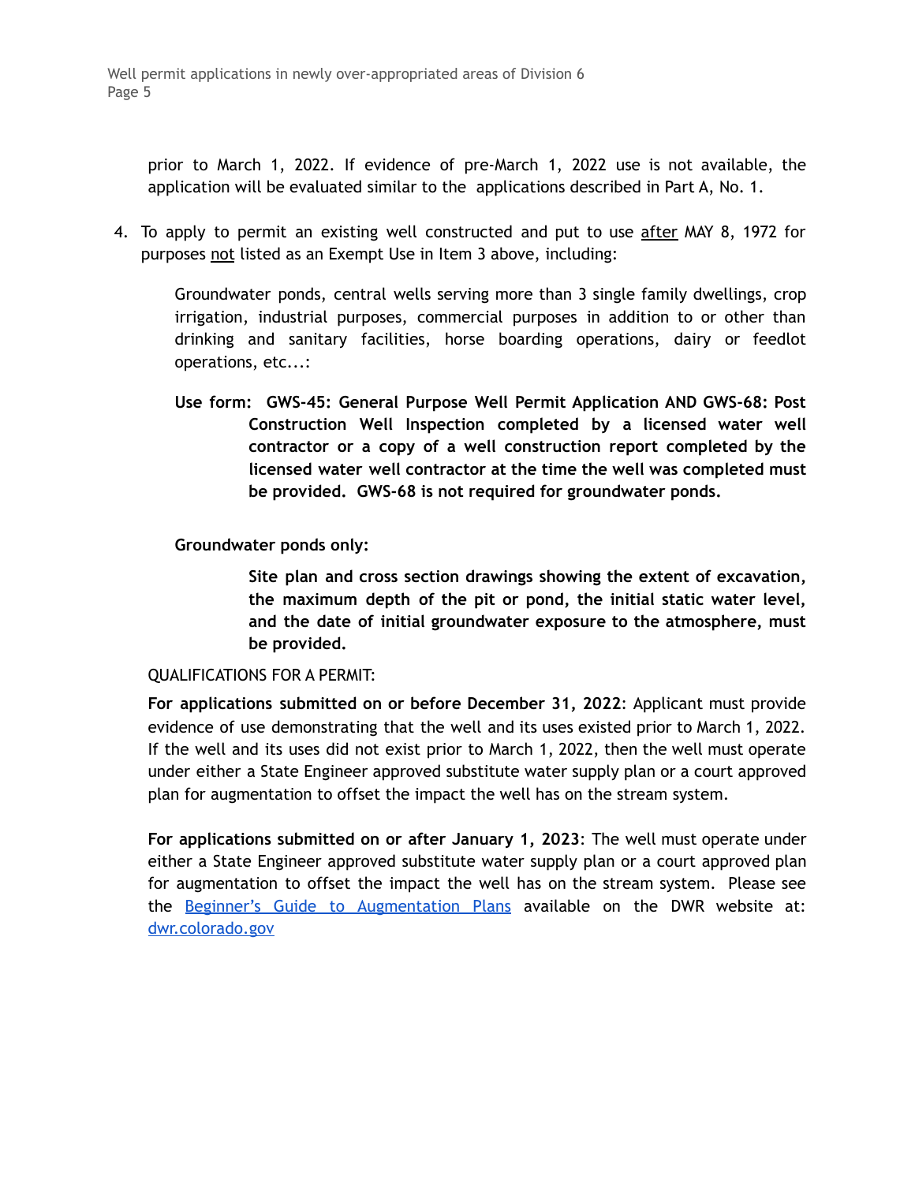prior to March 1, 2022. If evidence of pre-March 1, 2022 use is not available, the application will be evaluated similar to the applications described in Part A, No. 1.

4. To apply to permit an existing well constructed and put to use <u>after</u> MAY 8, 1972 for purposes <u>not</u> listed as an Exempt Use in Item 3 above, including:

   Groundwater ponds, central wells serving more than 3 single family dwellings, crop irrigation, industrial purposes, commercial purposes in addition to or other than drinking and sanitary facilities, horse boarding operations, dairy or feedlot operations, etc...:

   **Use form: GWS-45: General Purpose Well Permit Application AND GWS-68: Post Construction Well Inspection completed by a licensed water well contractor or a copy of a well construction report completed by the licensed water well contractor at the time the well was completed must be provided. GWS-68 is not required for groundwater ponds.**

   **Groundwater ponds only:**

   **Site plan and cross section drawings showing the extent of excavation, the maximum depth of the pit or pond, the initial static water level, and the date of initial groundwater exposure to the atmosphere, must be provided.**

   QUALIFICATIONS FOR A PERMIT:

   **For applications submitted on or before December 31, 2022**: Applicant must provide evidence of use demonstrating that the well and its uses existed prior to March 1, 2022. If the well and its uses did not exist prior to March 1, 2022, then the well must operate under either a State Engineer approved substitute water supply plan or a court approved plan for augmentation to offset the impact the well has on the stream system.

   **For applications submitted on or after January 1, 2023**: The well must operate under either a State Engineer approved substitute water supply plan or a court approved plan for augmentation to offset the impact the well has on the stream system. Please see the [Beginner's Guide to Augmentation Plans](dwr.colorado.gov) available on the DWR website at: [dwr.colorado.gov](dwr.colorado.gov)